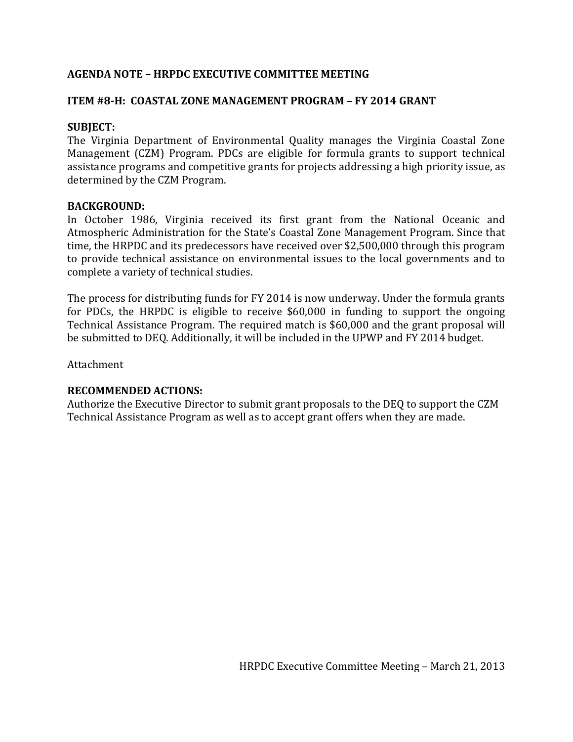**AGENDA NOTE – HRPDC EXECUTIVE COMMITTEE MEETING**

**ITEM #8-H: COASTAL ZONE MANAGEMENT PROGRAM – FY 2014 GRANT**

**SUBJECT:**
The Virginia Department of Environmental Quality manages the Virginia Coastal Zone Management (CZM) Program. PDCs are eligible for formula grants to support technical assistance programs and competitive grants for projects addressing a high priority issue, as determined by the CZM Program.

**BACKGROUND:**
In October 1986, Virginia received its first grant from the National Oceanic and Atmospheric Administration for the State's Coastal Zone Management Program. Since that time, the HRPDC and its predecessors have received over $2,500,000 through this program to provide technical assistance on environmental issues to the local governments and to complete a variety of technical studies.

The process for distributing funds for FY 2014 is now underway. Under the formula grants for PDCs, the HRPDC is eligible to receive $60,000 in funding to support the ongoing Technical Assistance Program. The required match is $60,000 and the grant proposal will be submitted to DEQ. Additionally, it will be included in the UPWP and FY 2014 budget.

Attachment

**RECOMMENDED ACTIONS:**
Authorize the Executive Director to submit grant proposals to the DEQ to support the CZM Technical Assistance Program as well as to accept grant offers when they are made.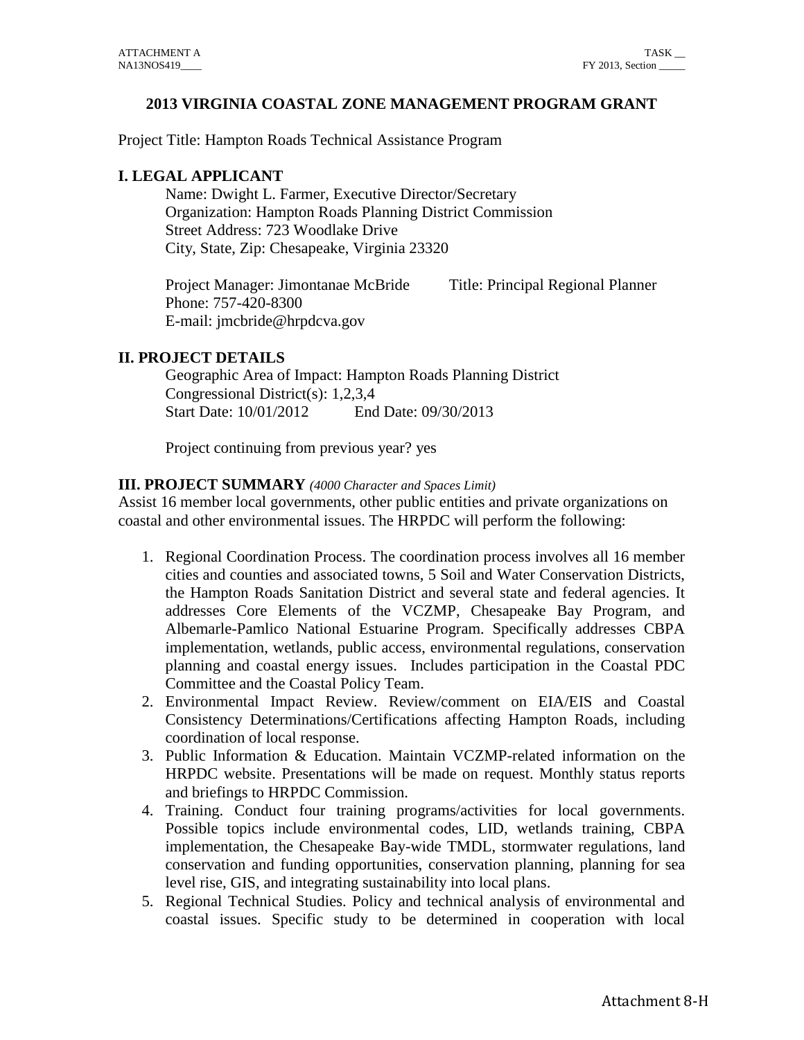# 2013 VIRGINIA COASTAL ZONE MANAGEMENT PROGRAM GRANT

Project Title: Hampton Roads Technical Assistance Program

## I. LEGAL APPLICANT

Name: Dwight L. Farmer, Executive Director/Secretary
Organization: Hampton Roads Planning District Commission
Street Address: 723 Woodlake Drive
City, State, Zip: Chesapeake, Virginia 23320

Project Manager: Jimontanae McBride Title: Principal Regional Planner
Phone: 757-420-8300
E-mail: jmcbride@hrpdcva.gov

## II. PROJECT DETAILS

Geographic Area of Impact: Hampton Roads Planning District
Congressional District(s): 1,2,3,4
Start Date: 10/01/2012 End Date: 09/30/2013

Project continuing from previous year? yes

## III. PROJECT SUMMARY *(4000 Character and Spaces Limit)*

Assist 16 member local governments, other public entities and private organizations on coastal and other environmental issues. The HRPDC will perform the following:

1. Regional Coordination Process. The coordination process involves all 16 member cities and counties and associated towns, 5 Soil and Water Conservation Districts, the Hampton Roads Sanitation District and several state and federal agencies. It addresses Core Elements of the VCZMP, Chesapeake Bay Program, and Albemarle-Pamlico National Estuarine Program. Specifically addresses CBPA implementation, wetlands, public access, environmental regulations, conservation planning and coastal energy issues. Includes participation in the Coastal PDC Committee and the Coastal Policy Team.
2. Environmental Impact Review. Review/comment on EIA/EIS and Coastal Consistency Determinations/Certifications affecting Hampton Roads, including coordination of local response.
3. Public Information & Education. Maintain VCZMP-related information on the HRPDC website. Presentations will be made on request. Monthly status reports and briefings to HRPDC Commission.
4. Training. Conduct four training programs/activities for local governments. Possible topics include environmental codes, LID, wetlands training, CBPA implementation, the Chesapeake Bay-wide TMDL, stormwater regulations, land conservation and funding opportunities, conservation planning, planning for sea level rise, GIS, and integrating sustainability into local plans.
5. Regional Technical Studies. Policy and technical analysis of environmental and coastal issues. Specific study to be determined in cooperation with local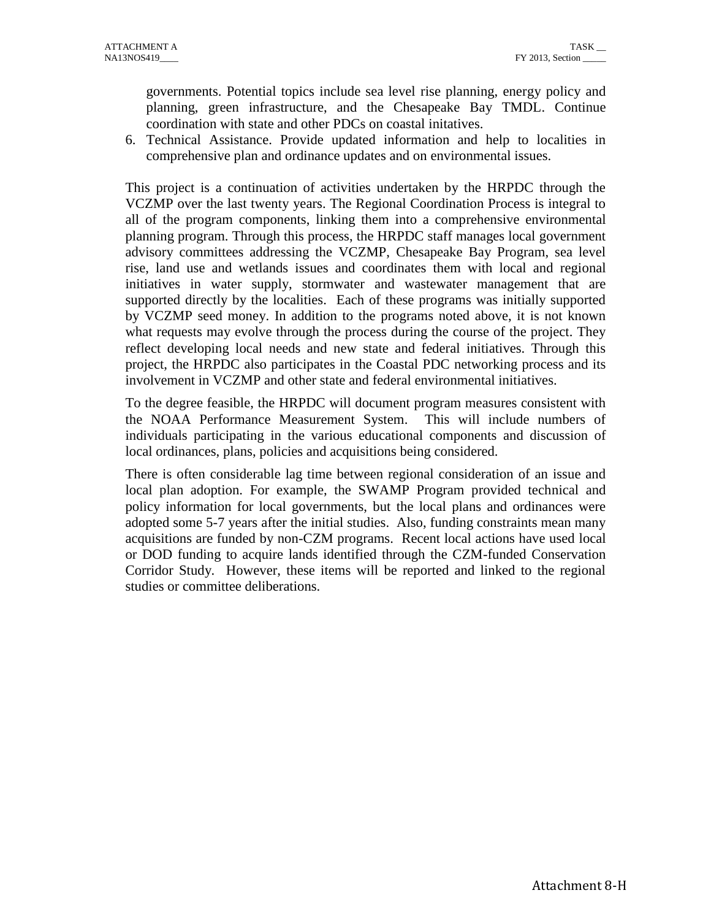governments. Potential topics include sea level rise planning, energy policy and planning, green infrastructure, and the Chesapeake Bay TMDL. Continue coordination with state and other PDCs on coastal initatives.

6. Technical Assistance. Provide updated information and help to localities in comprehensive plan and ordinance updates and on environmental issues.

This project is a continuation of activities undertaken by the HRPDC through the VCZMP over the last twenty years. The Regional Coordination Process is integral to all of the program components, linking them into a comprehensive environmental planning program. Through this process, the HRPDC staff manages local government advisory committees addressing the VCZMP, Chesapeake Bay Program, sea level rise, land use and wetlands issues and coordinates them with local and regional initiatives in water supply, stormwater and wastewater management that are supported directly by the localities. Each of these programs was initially supported by VCZMP seed money. In addition to the programs noted above, it is not known what requests may evolve through the process during the course of the project. They reflect developing local needs and new state and federal initiatives. Through this project, the HRPDC also participates in the Coastal PDC networking process and its involvement in VCZMP and other state and federal environmental initiatives.

To the degree feasible, the HRPDC will document program measures consistent with the NOAA Performance Measurement System. This will include numbers of individuals participating in the various educational components and discussion of local ordinances, plans, policies and acquisitions being considered.

There is often considerable lag time between regional consideration of an issue and local plan adoption. For example, the SWAMP Program provided technical and policy information for local governments, but the local plans and ordinances were adopted some 5-7 years after the initial studies. Also, funding constraints mean many acquisitions are funded by non-CZM programs. Recent local actions have used local or DOD funding to acquire lands identified through the CZM-funded Conservation Corridor Study. However, these items will be reported and linked to the regional studies or committee deliberations.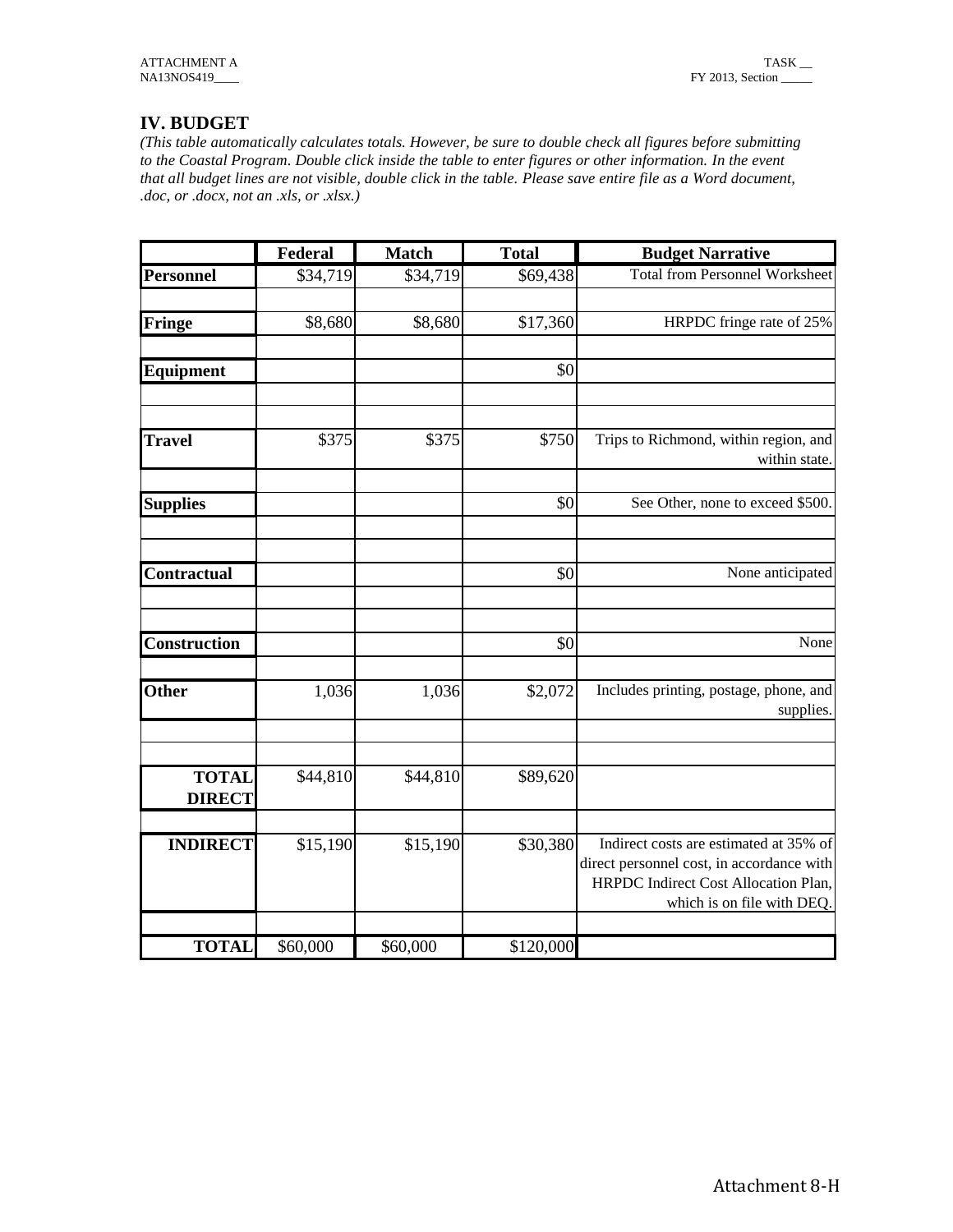## IV. BUDGET

*(This table automatically calculates totals. However, be sure to double check all figures before submitting to the Coastal Program. Double click inside the table to enter figures or other information. In the event that all budget lines are not visible, double click in the table. Please save entire file as a Word document, .doc, or .docx, not an .xls, or .xlsx.)*

| | Federal | Match | Total | Budget Narrative |
|---|---|---|---|---|
| **Personnel** | $34,719 | $34,719 | $69,438 | Total from Personnel Worksheet |
| | | | | |
| **Fringe** | $8,680 | $8,680 | $17,360 | HRPDC fringe rate of 25% |
| | | | | |
| **Equipment** | | | $0 | |
| | | | | |
| | | | | |
| **Travel** | $375 | $375 | $750 | Trips to Richmond, within region, and within state. |
| | | | | |
| **Supplies** | | | $0 | See Other, none to exceed $500. |
| | | | | |
| | | | | |
| **Contractual** | | | $0 | None anticipated |
| | | | | |
| | | | | |
| **Construction** | | | $0 | None |
| | | | | |
| **Other** | 1,036 | 1,036 | $2,072 | Includes printing, postage, phone, and supplies. |
| | | | | |
| | | | | |
| **TOTAL DIRECT** | $44,810 | $44,810 | $89,620 | |
| | | | | |
| **INDIRECT** | $15,190 | $15,190 | $30,380 | Indirect costs are estimated at 35% of direct personnel cost, in accordance with HRPDC Indirect Cost Allocation Plan, which is on file with DEQ. |
| | | | | |
| **TOTAL** | $60,000 | $60,000 | $120,000 | |

Attachment 8-H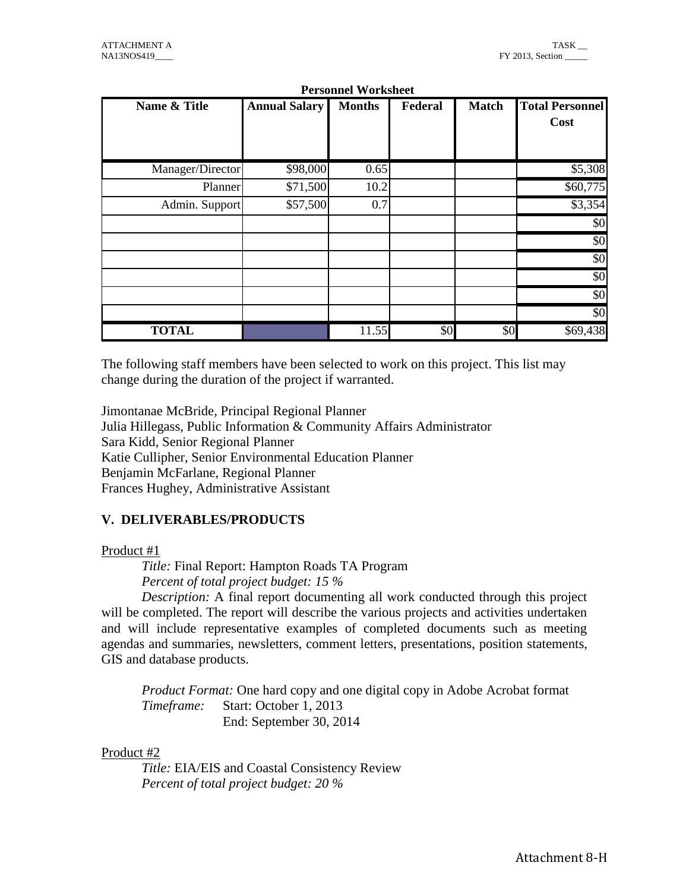**Personnel Worksheet**

| Name & Title | Annual Salary | Months | Federal | Match | Total Personnel Cost |
|---|---|---|---|---|---|
| Manager/Director | $98,000 | 0.65 | | | $5,308 |
| Planner | $71,500 | 10.2 | | | $60,775 |
| Admin. Support | $57,500 | 0.7 | | | $3,354 |
| | | | | | $0 |
| | | | | | $0 |
| | | | | | $0 |
| | | | | | $0 |
| | | | | | $0 |
| | | | | | $0 |
| **TOTAL** | | 11.55 | $0 | $0 | $69,438 |

The following staff members have been selected to work on this project. This list may change during the duration of the project if warranted.

Jimontanae McBride, Principal Regional Planner
Julia Hillegass, Public Information & Community Affairs Administrator
Sara Kidd, Senior Regional Planner
Katie Cullipher, Senior Environmental Education Planner
Benjamin McFarlane, Regional Planner
Frances Hughey, Administrative Assistant

## V. DELIVERABLES/PRODUCTS

Product #1

*Title:* Final Report: Hampton Roads TA Program
*Percent of total project budget: 15 %*
*Description:* A final report documenting all work conducted through this project will be completed. The report will describe the various projects and activities undertaken and will include representative examples of completed documents such as meeting agendas and summaries, newsletters, comment letters, presentations, position statements, GIS and database products.

*Product Format:* One hard copy and one digital copy in Adobe Acrobat format
*Timeframe:* Start: October 1, 2013
End: September 30, 2014

Product #2

*Title:* EIA/EIS and Coastal Consistency Review
*Percent of total project budget: 20 %*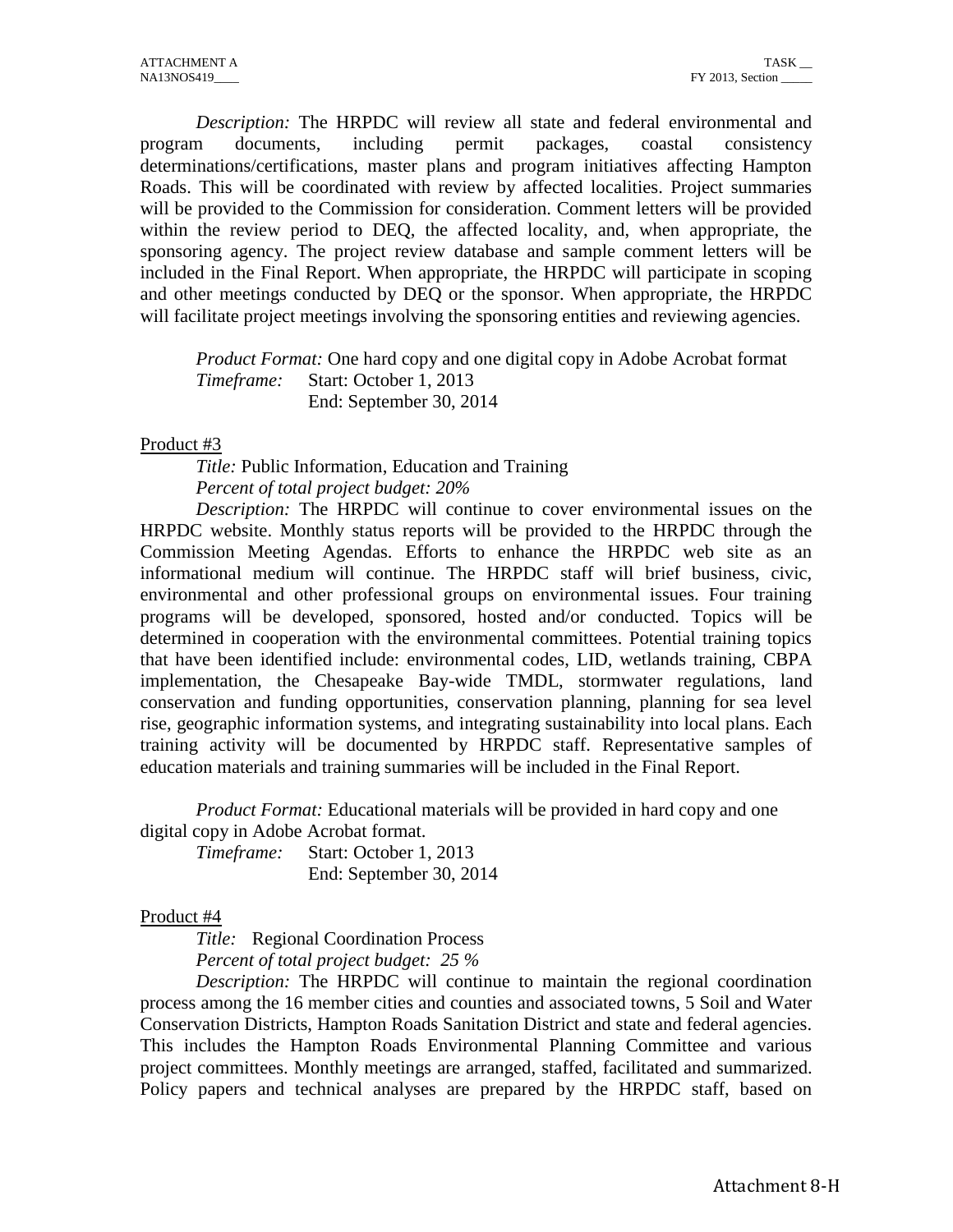*Description:* The HRPDC will review all state and federal environmental and program documents, including permit packages, coastal consistency determinations/certifications, master plans and program initiatives affecting Hampton Roads. This will be coordinated with review by affected localities. Project summaries will be provided to the Commission for consideration. Comment letters will be provided within the review period to DEQ, the affected locality, and, when appropriate, the sponsoring agency. The project review database and sample comment letters will be included in the Final Report. When appropriate, the HRPDC will participate in scoping and other meetings conducted by DEQ or the sponsor. When appropriate, the HRPDC will facilitate project meetings involving the sponsoring entities and reviewing agencies.

*Product Format:* One hard copy and one digital copy in Adobe Acrobat format
*Timeframe:* Start: October 1, 2013
End: September 30, 2014

Product #3

*Title:* Public Information, Education and Training
*Percent of total project budget: 20%*
*Description:* The HRPDC will continue to cover environmental issues on the HRPDC website. Monthly status reports will be provided to the HRPDC through the Commission Meeting Agendas. Efforts to enhance the HRPDC web site as an informational medium will continue. The HRPDC staff will brief business, civic, environmental and other professional groups on environmental issues. Four training programs will be developed, sponsored, hosted and/or conducted. Topics will be determined in cooperation with the environmental committees. Potential training topics that have been identified include: environmental codes, LID, wetlands training, CBPA implementation, the Chesapeake Bay-wide TMDL, stormwater regulations, land conservation and funding opportunities, conservation planning, planning for sea level rise, geographic information systems, and integrating sustainability into local plans. Each training activity will be documented by HRPDC staff. Representative samples of education materials and training summaries will be included in the Final Report.

*Product Format:* Educational materials will be provided in hard copy and one digital copy in Adobe Acrobat format.
*Timeframe:* Start: October 1, 2013
End: September 30, 2014

Product #4

*Title:* Regional Coordination Process
*Percent of total project budget: 25 %*
*Description:* The HRPDC will continue to maintain the regional coordination process among the 16 member cities and counties and associated towns, 5 Soil and Water Conservation Districts, Hampton Roads Sanitation District and state and federal agencies. This includes the Hampton Roads Environmental Planning Committee and various project committees. Monthly meetings are arranged, staffed, facilitated and summarized. Policy papers and technical analyses are prepared by the HRPDC staff, based on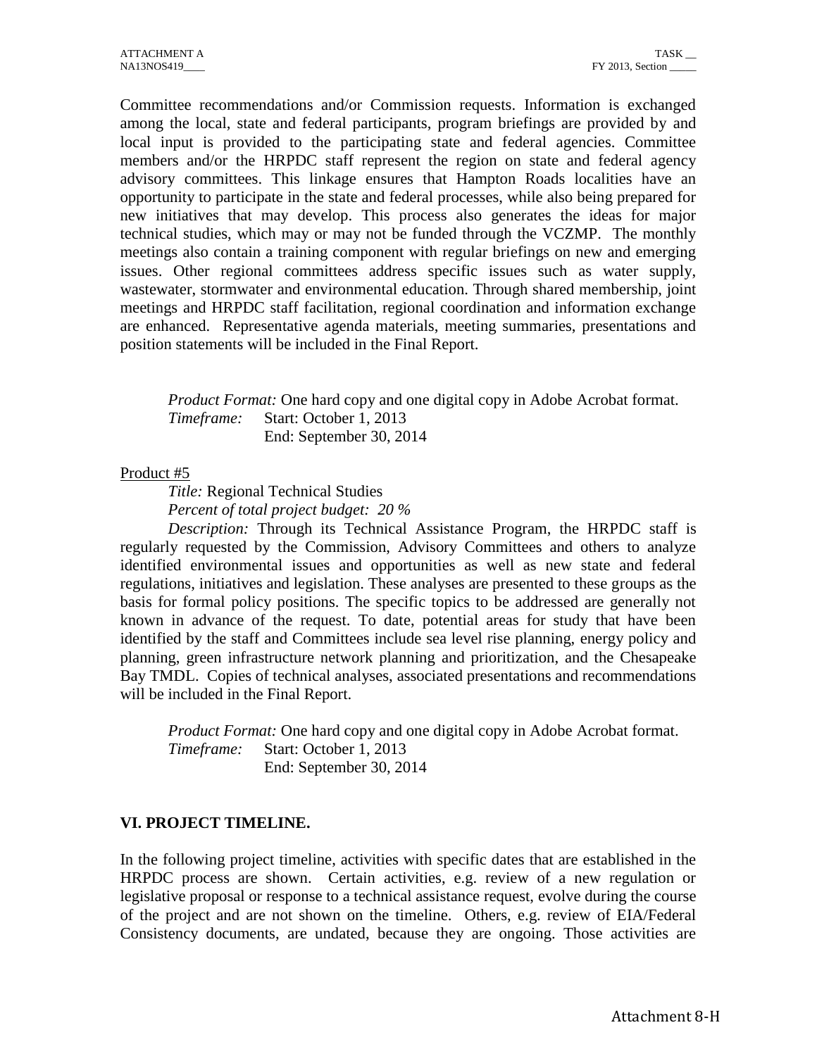Committee recommendations and/or Commission requests. Information is exchanged among the local, state and federal participants, program briefings are provided by and local input is provided to the participating state and federal agencies. Committee members and/or the HRPDC staff represent the region on state and federal agency advisory committees. This linkage ensures that Hampton Roads localities have an opportunity to participate in the state and federal processes, while also being prepared for new initiatives that may develop. This process also generates the ideas for major technical studies, which may or may not be funded through the VCZMP. The monthly meetings also contain a training component with regular briefings on new and emerging issues. Other regional committees address specific issues such as water supply, wastewater, stormwater and environmental education. Through shared membership, joint meetings and HRPDC staff facilitation, regional coordination and information exchange are enhanced. Representative agenda materials, meeting summaries, presentations and position statements will be included in the Final Report.

*Product Format:* One hard copy and one digital copy in Adobe Acrobat format.
*Timeframe:* Start: October 1, 2013
End: September 30, 2014

Product #5

*Title:* Regional Technical Studies
*Percent of total project budget: 20 %*

*Description:* Through its Technical Assistance Program, the HRPDC staff is regularly requested by the Commission, Advisory Committees and others to analyze identified environmental issues and opportunities as well as new state and federal regulations, initiatives and legislation. These analyses are presented to these groups as the basis for formal policy positions. The specific topics to be addressed are generally not known in advance of the request. To date, potential areas for study that have been identified by the staff and Committees include sea level rise planning, energy policy and planning, green infrastructure network planning and prioritization, and the Chesapeake Bay TMDL. Copies of technical analyses, associated presentations and recommendations will be included in the Final Report.

*Product Format:* One hard copy and one digital copy in Adobe Acrobat format.
*Timeframe:* Start: October 1, 2013
End: September 30, 2014

## VI. PROJECT TIMELINE.

In the following project timeline, activities with specific dates that are established in the HRPDC process are shown. Certain activities, e.g. review of a new regulation or legislative proposal or response to a technical assistance request, evolve during the course of the project and are not shown on the timeline. Others, e.g. review of EIA/Federal Consistency documents, are undated, because they are ongoing. Those activities are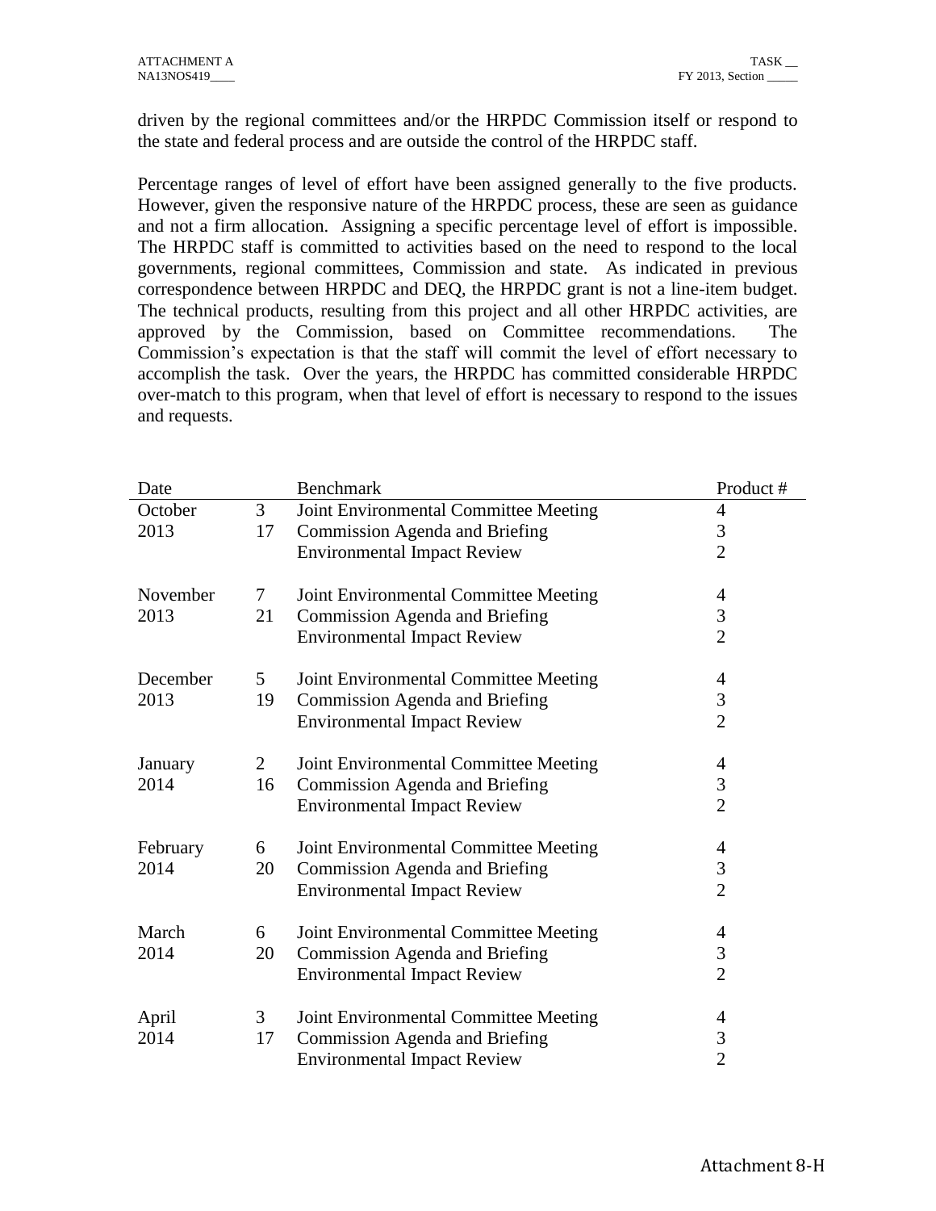driven by the regional committees and/or the HRPDC Commission itself or respond to the state and federal process and are outside the control of the HRPDC staff.

Percentage ranges of level of effort have been assigned generally to the five products. However, given the responsive nature of the HRPDC process, these are seen as guidance and not a firm allocation. Assigning a specific percentage level of effort is impossible. The HRPDC staff is committed to activities based on the need to respond to the local governments, regional committees, Commission and state. As indicated in previous correspondence between HRPDC and DEQ, the HRPDC grant is not a line-item budget. The technical products, resulting from this project and all other HRPDC activities, are approved by the Commission, based on Committee recommendations. The Commission's expectation is that the staff will commit the level of effort necessary to accomplish the task. Over the years, the HRPDC has committed considerable HRPDC over-match to this program, when that level of effort is necessary to respond to the issues and requests.

| Date | | Benchmark | Product # |
|---|---|---|---|
| October 2013 | 3 | Joint Environmental Committee Meeting | 4 |
| | 17 | Commission Agenda and Briefing | 3 |
| | | Environmental Impact Review | 2 |
| November 2013 | 7 | Joint Environmental Committee Meeting | 4 |
| | 21 | Commission Agenda and Briefing | 3 |
| | | Environmental Impact Review | 2 |
| December 2013 | 5 | Joint Environmental Committee Meeting | 4 |
| | 19 | Commission Agenda and Briefing | 3 |
| | | Environmental Impact Review | 2 |
| January 2014 | 2 | Joint Environmental Committee Meeting | 4 |
| | 16 | Commission Agenda and Briefing | 3 |
| | | Environmental Impact Review | 2 |
| February 2014 | 6 | Joint Environmental Committee Meeting | 4 |
| | 20 | Commission Agenda and Briefing | 3 |
| | | Environmental Impact Review | 2 |
| March 2014 | 6 | Joint Environmental Committee Meeting | 4 |
| | 20 | Commission Agenda and Briefing | 3 |
| | | Environmental Impact Review | 2 |
| April 2014 | 3 | Joint Environmental Committee Meeting | 4 |
| | 17 | Commission Agenda and Briefing | 3 |
| | | Environmental Impact Review | 2 |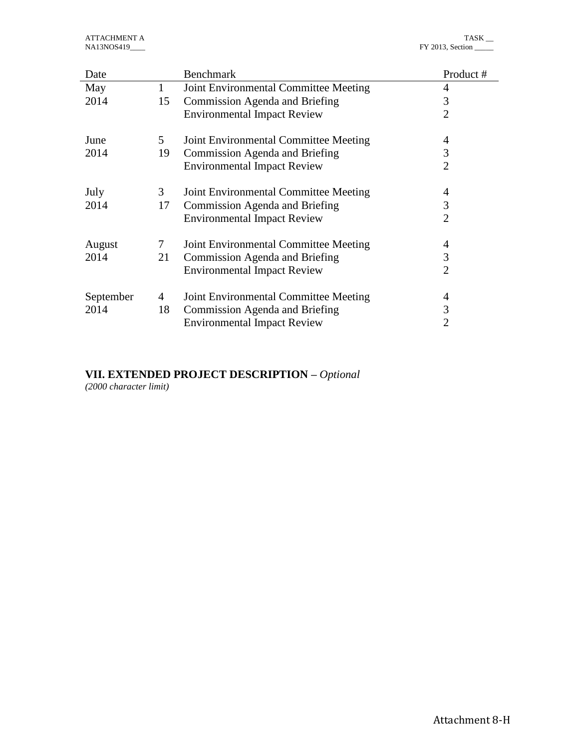| Date | | Benchmark | Product # |
|---|---|---|---|
| May | 1 | Joint Environmental Committee Meeting | 4 |
| 2014 | 15 | Commission Agenda and Briefing | 3 |
| | | Environmental Impact Review | 2 |
| June | 5 | Joint Environmental Committee Meeting | 4 |
| 2014 | 19 | Commission Agenda and Briefing | 3 |
| | | Environmental Impact Review | 2 |
| July | 3 | Joint Environmental Committee Meeting | 4 |
| 2014 | 17 | Commission Agenda and Briefing | 3 |
| | | Environmental Impact Review | 2 |
| August | 7 | Joint Environmental Committee Meeting | 4 |
| 2014 | 21 | Commission Agenda and Briefing | 3 |
| | | Environmental Impact Review | 2 |
| September | 4 | Joint Environmental Committee Meeting | 4 |
| 2014 | 18 | Commission Agenda and Briefing | 3 |
| | | Environmental Impact Review | 2 |

## VII. EXTENDED PROJECT DESCRIPTION – *Optional*

*(2000 character limit)*

Attachment 8-H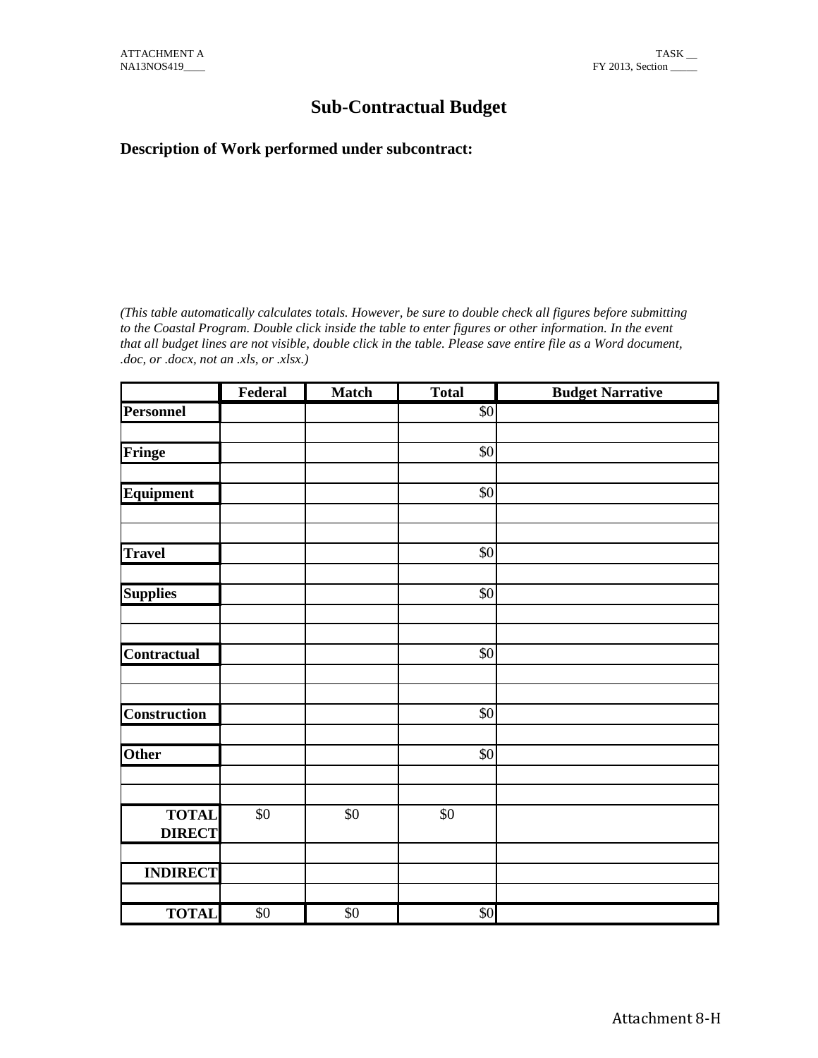ATTACHMENT A
NA13NOS419____

TASK __
FY 2013, Section _____

# Sub-Contractual Budget

## Description of Work performed under subcontract:

*(This table automatically calculates totals. However, be sure to double check all figures before submitting to the Coastal Program. Double click inside the table to enter figures or other information. In the event that all budget lines are not visible, double click in the table. Please save entire file as a Word document, .doc, or .docx, not an .xls, or .xlsx.)*

| | Federal | Match | Total | Budget Narrative |
|---|---|---|---|---|
| **Personnel** | | | $0 | |
| | | | | |
| **Fringe** | | | $0 | |
| | | | | |
| **Equipment** | | | $0 | |
| | | | | |
| | | | | |
| **Travel** | | | $0 | |
| | | | | |
| **Supplies** | | | $0 | |
| | | | | |
| | | | | |
| **Contractual** | | | $0 | |
| | | | | |
| | | | | |
| **Construction** | | | $0 | |
| | | | | |
| **Other** | | | $0 | |
| | | | | |
| | | | | |
| **TOTAL DIRECT** | $0 | $0 | $0 | |
| | | | | |
| **INDIRECT** | | | | |
| | | | | |
| **TOTAL** | $0 | $0 | $0 | |

Attachment 8-H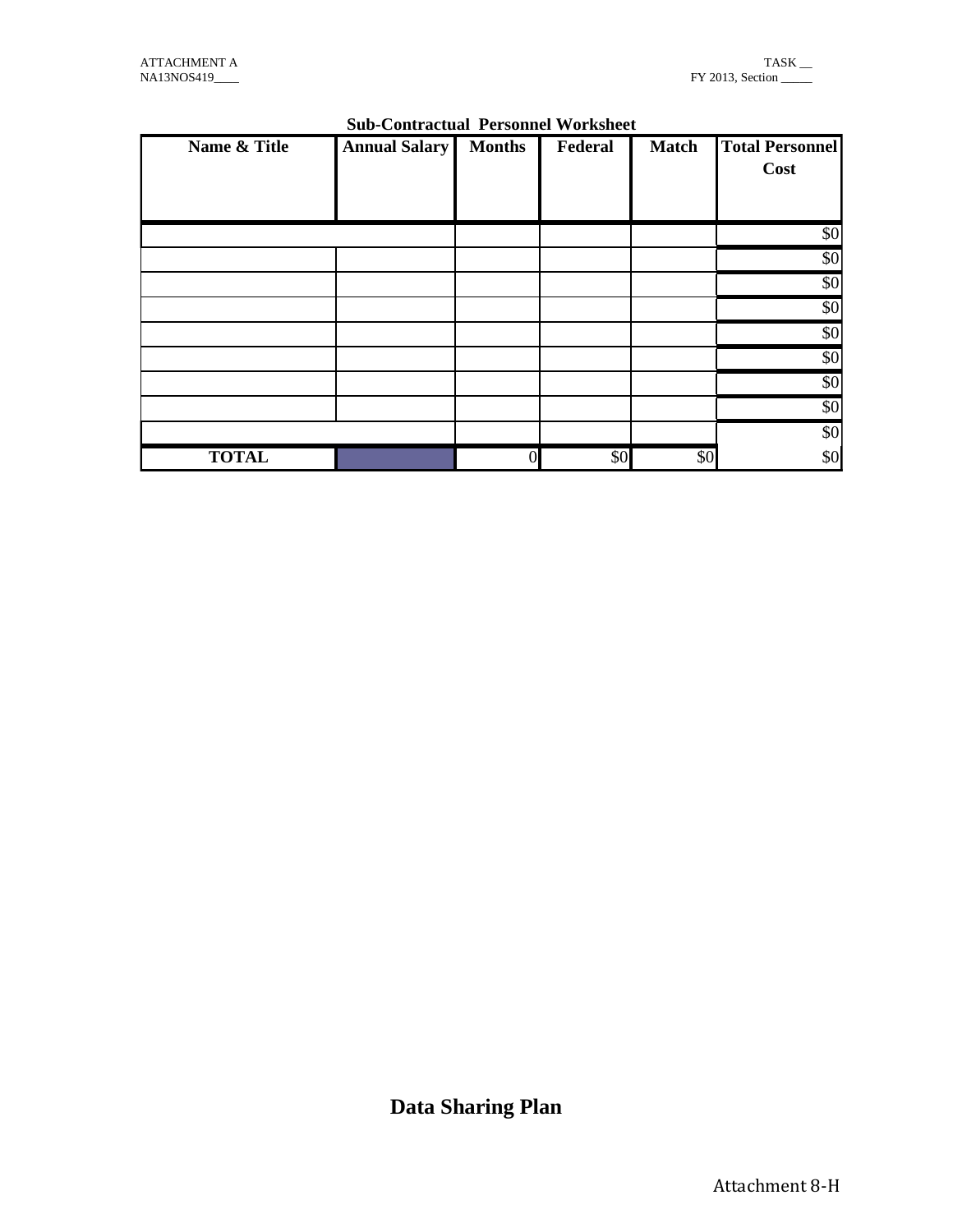**Sub-Contractual Personnel Worksheet**

| Name & Title | Annual Salary | Months | Federal | Match | Total Personnel Cost |
|---|---|---|---|---|---|
| | | | | | $0 |
| | | | | | $0 |
| | | | | | $0 |
| | | | | | $0 |
| | | | | | $0 |
| | | | | | $0 |
| | | | | | $0 |
| | | | | | $0 |
| | | | | | $0 |
| **TOTAL** | | 0 | $0 | $0 | $0 |

# Data Sharing Plan

Attachment 8-H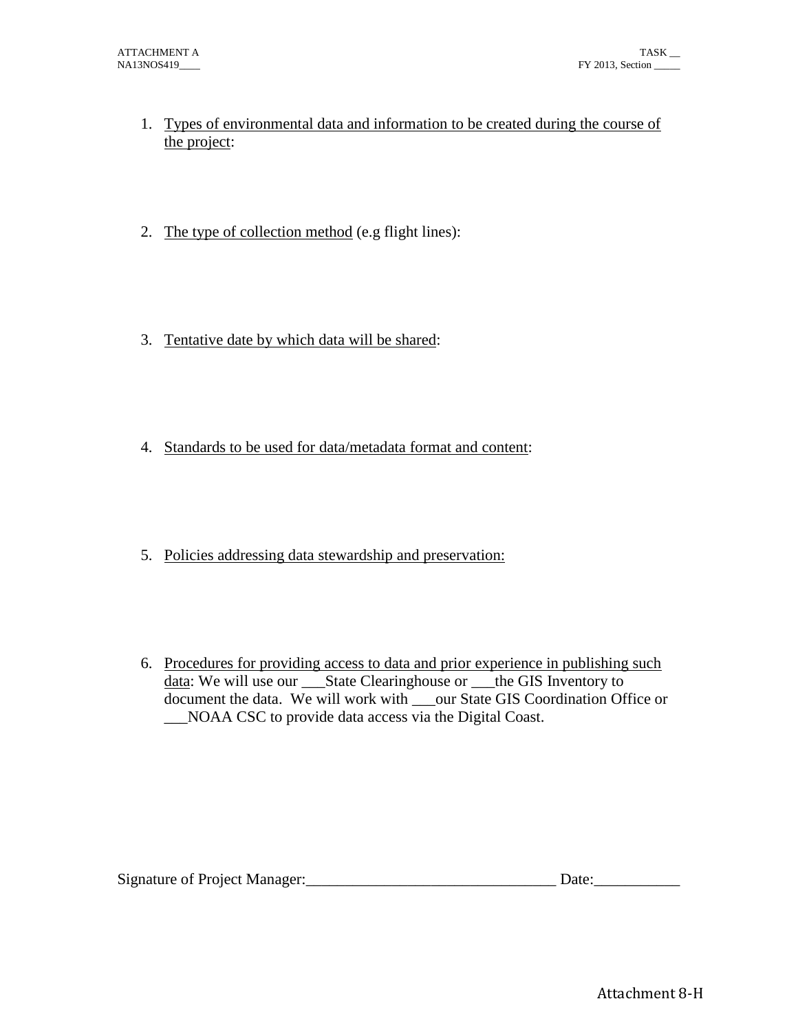1. Types of environmental data and information to be created during the course of the project:

2. The type of collection method (e.g flight lines):

3. Tentative date by which data will be shared:

4. Standards to be used for data/metadata format and content:

5. Policies addressing data stewardship and preservation:

6. Procedures for providing access to data and prior experience in publishing such data: We will use our ___State Clearinghouse or ___the GIS Inventory to document the data. We will work with ___our State GIS Coordination Office or ___NOAA CSC to provide data access via the Digital Coast.

Signature of Project Manager:________________________________ Date:___________